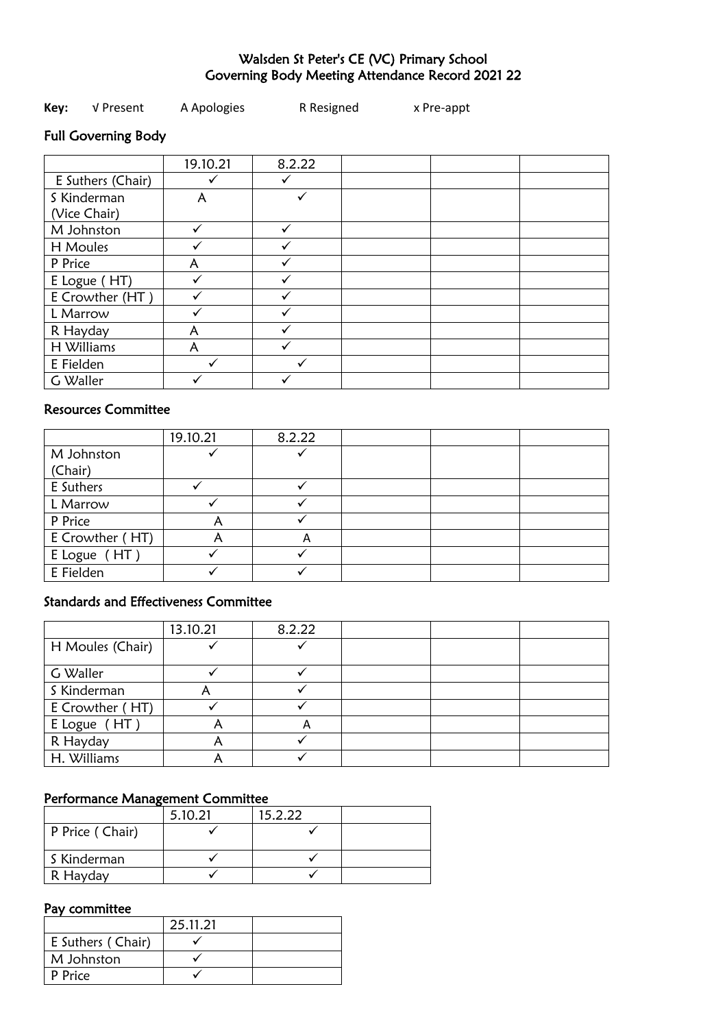# Walsden St Peter's CE (VC) Primary School
# Governing Body Meeting Attendance Record 2021 22

**Key:** √ Present A Apologies R Resigned x Pre-appt

## Full Governing Body

| | 19.10.21 | 8.2.22 | | | |
|---|---|---|---|---|---|
| E Suthers (Chair) | ✓ | ✓ | | | |
| S Kinderman (Vice Chair) | A | ✓ | | | |
| M Johnston | ✓ | ✓ | | | |
| H Moules | ✓ | ✓ | | | |
| P Price | A | ✓ | | | |
| E Logue ( HT) | ✓ | ✓ | | | |
| E Crowther (HT ) | ✓ | ✓ | | | |
| L Marrow | ✓ | ✓ | | | |
| R Hayday | A | ✓ | | | |
| H Williams | A | ✓ | | | |
| E Fielden | ✓ | ✓ | | | |
| G Waller | ✓ | ✓ | | | |

## Resources Committee

| | 19.10.21 | 8.2.22 | | | |
|---|---|---|---|---|---|
| M Johnston (Chair) | ✓ | ✓ | | | |
| E Suthers | ✓ | ✓ | | | |
| L Marrow | ✓ | ✓ | | | |
| P Price | A | ✓ | | | |
| E Crowther ( HT) | A | A | | | |
| E Logue ( HT ) | ✓ | ✓ | | | |
| E Fielden | ✓ | ✓ | | | |

## Standards and Effectiveness Committee

| | 13.10.21 | 8.2.22 | | | |
|---|---|---|---|---|---|
| H Moules (Chair) | ✓ | ✓ | | | |
| G Waller | ✓ | ✓ | | | |
| S Kinderman | A | ✓ | | | |
| E Crowther ( HT) | ✓ | ✓ | | | |
| E Logue ( HT ) | A | A | | | |
| R Hayday | A | ✓ | | | |
| H. Williams | A | ✓ | | | |

## Performance Management Committee

| | 5.10.21 | 15.2.22 | |
|---|---|---|---|
| P Price ( Chair) | ✓ | ✓ | |
| S Kinderman | ✓ | ✓ | |
| R Hayday | ✓ | ✓ | |

## Pay committee

| | 25.11.21 | |
|---|---|---|
| E Suthers ( Chair) | ✓ | |
| M Johnston | ✓ | |
| P Price | ✓ | |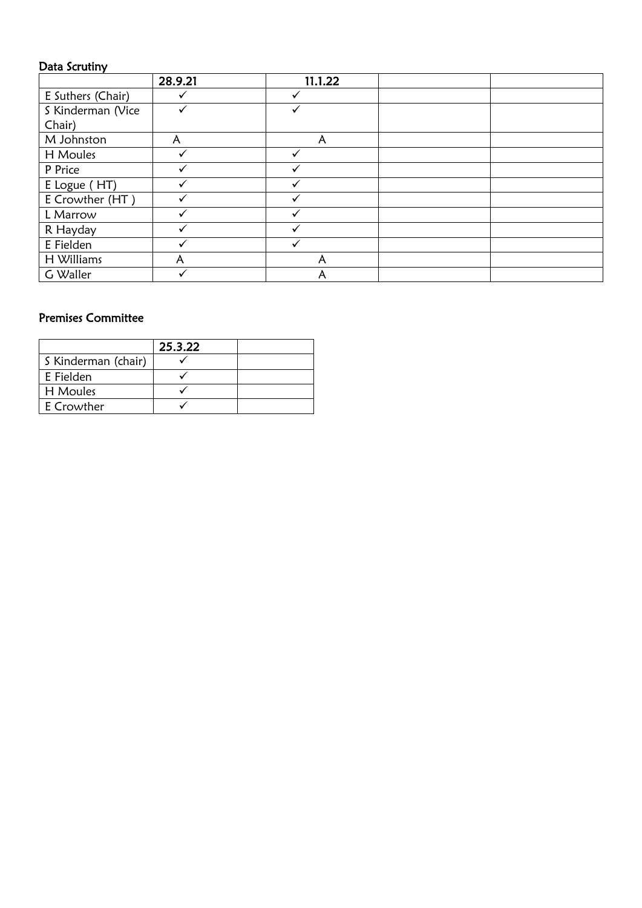**Data Scrutiny**

| | 28.9.21 | 11.1.22 | | |
|---|---|---|---|---|
| E Suthers (Chair) | ✓ | ✓ | | |
| S Kinderman (Vice Chair) | ✓ | ✓ | | |
| M Johnston | A | A | | |
| H Moules | ✓ | ✓ | | |
| P Price | ✓ | ✓ | | |
| E Logue ( HT) | ✓ | ✓ | | |
| E Crowther (HT ) | ✓ | ✓ | | |
| L Marrow | ✓ | ✓ | | |
| R Hayday | ✓ | ✓ | | |
| E Fielden | ✓ | ✓ | | |
| H Williams | A | A | | |
| G Waller | ✓ | A | | |

**Premises Committee**

| | 25.3.22 | |
|---|---|---|
| S Kinderman (chair) | ✓ | |
| E Fielden | ✓ | |
| H Moules | ✓ | |
| E Crowther | ✓ | |